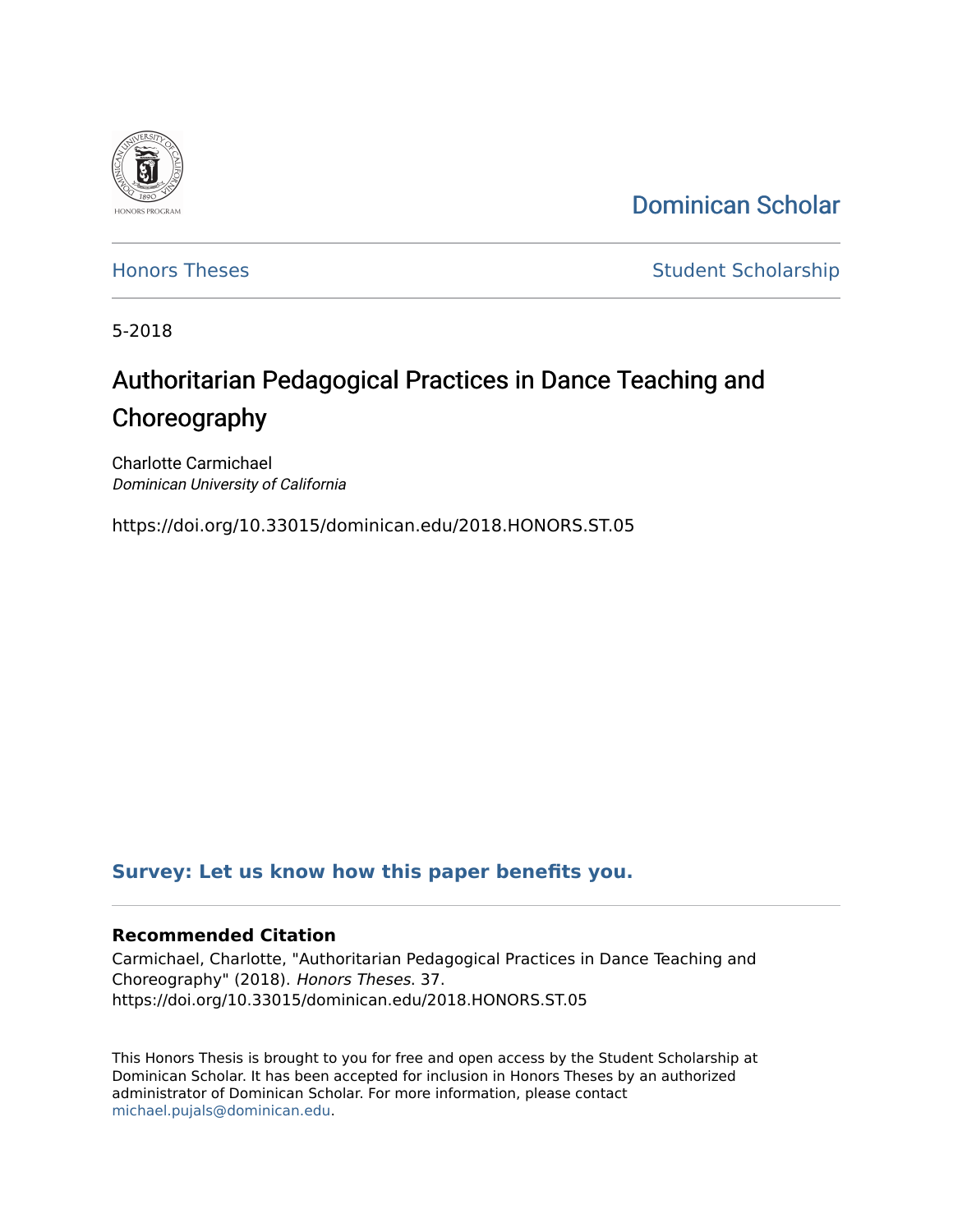Dominican Scholar

Honors Theses

Student Scholarship

5-2018

# Authoritarian Pedagogical Practices in Dance Teaching and Choreography

Charlotte Carmichael
*Dominican University of California*

https://doi.org/10.33015/dominican.edu/2018.HONORS.ST.05

**Survey: Let us know how this paper benefits you.**

### Recommended Citation

Carmichael, Charlotte, "Authoritarian Pedagogical Practices in Dance Teaching and Choreography" (2018). *Honors Theses*. 37.
https://doi.org/10.33015/dominican.edu/2018.HONORS.ST.05

This Honors Thesis is brought to you for free and open access by the Student Scholarship at Dominican Scholar. It has been accepted for inclusion in Honors Theses by an authorized administrator of Dominican Scholar. For more information, please contact michael.pujals@dominican.edu.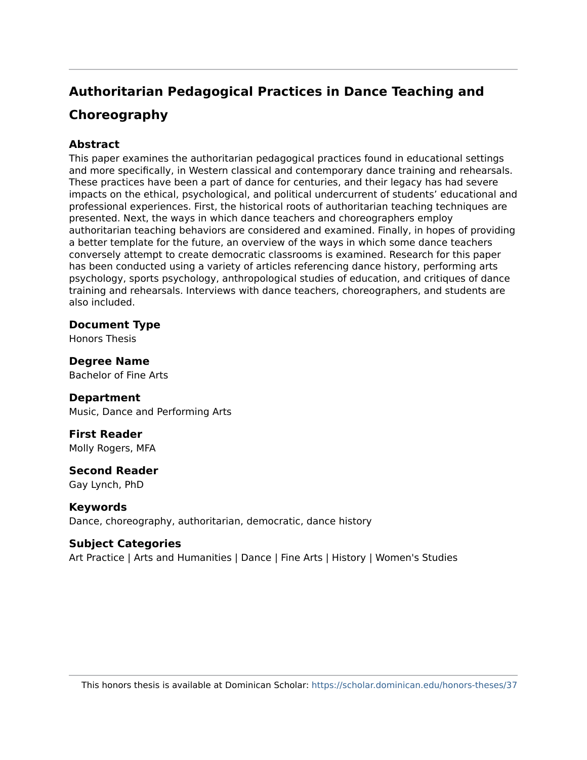# Authoritarian Pedagogical Practices in Dance Teaching and Choreography

### Abstract

This paper examines the authoritarian pedagogical practices found in educational settings and more specifically, in Western classical and contemporary dance training and rehearsals. These practices have been a part of dance for centuries, and their legacy has had severe impacts on the ethical, psychological, and political undercurrent of students' educational and professional experiences. First, the historical roots of authoritarian teaching techniques are presented. Next, the ways in which dance teachers and choreographers employ authoritarian teaching behaviors are considered and examined. Finally, in hopes of providing a better template for the future, an overview of the ways in which some dance teachers conversely attempt to create democratic classrooms is examined. Research for this paper has been conducted using a variety of articles referencing dance history, performing arts psychology, sports psychology, anthropological studies of education, and critiques of dance training and rehearsals. Interviews with dance teachers, choreographers, and students are also included.

### Document Type

Honors Thesis

### Degree Name

Bachelor of Fine Arts

### Department

Music, Dance and Performing Arts

### First Reader

Molly Rogers, MFA

### Second Reader

Gay Lynch, PhD

### Keywords

Dance, choreography, authoritarian, democratic, dance history

### Subject Categories

Art Practice | Arts and Humanities | Dance | Fine Arts | History | Women's Studies

This honors thesis is available at Dominican Scholar: https://scholar.dominican.edu/honors-theses/37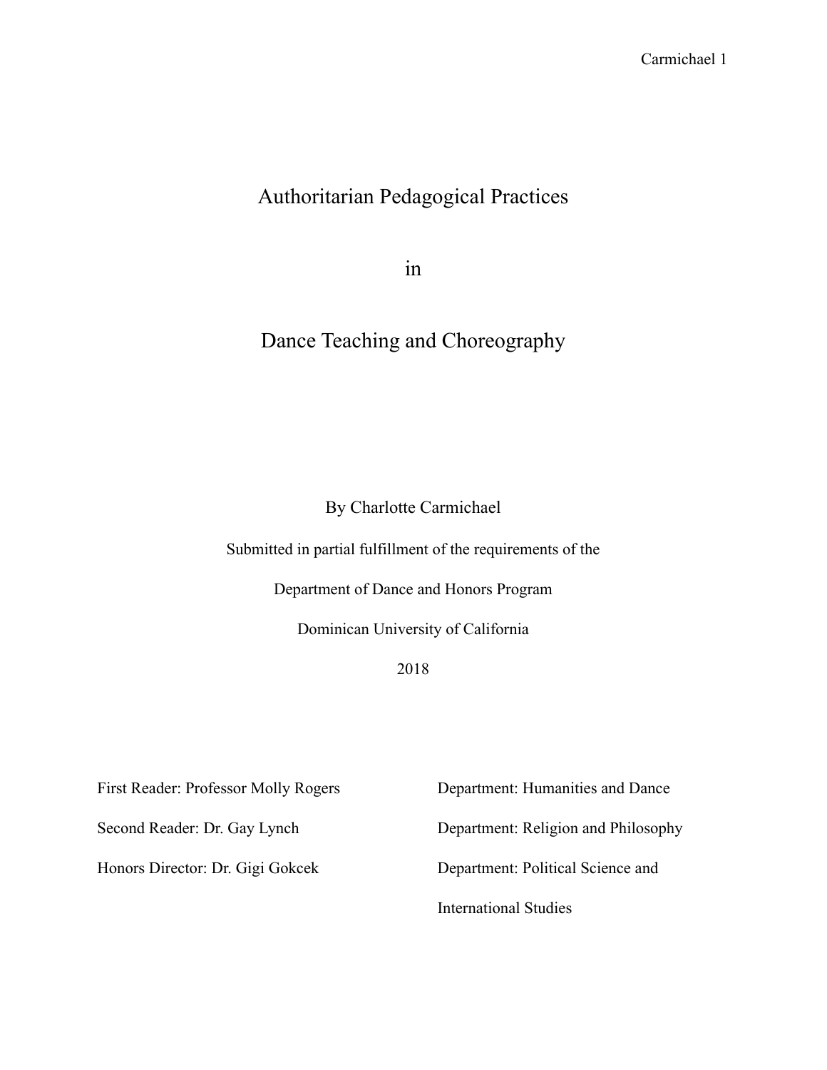# Authoritarian Pedagogical Practices

# in

# Dance Teaching and Choreography

By Charlotte Carmichael

Submitted in partial fulfillment of the requirements of the

Department of Dance and Honors Program

Dominican University of California

2018

First Reader: Professor Molly Rogers — Department: Humanities and Dance

Second Reader: Dr. Gay Lynch — Department: Religion and Philosophy

Honors Director: Dr. Gigi Gokcek — Department: Political Science and International Studies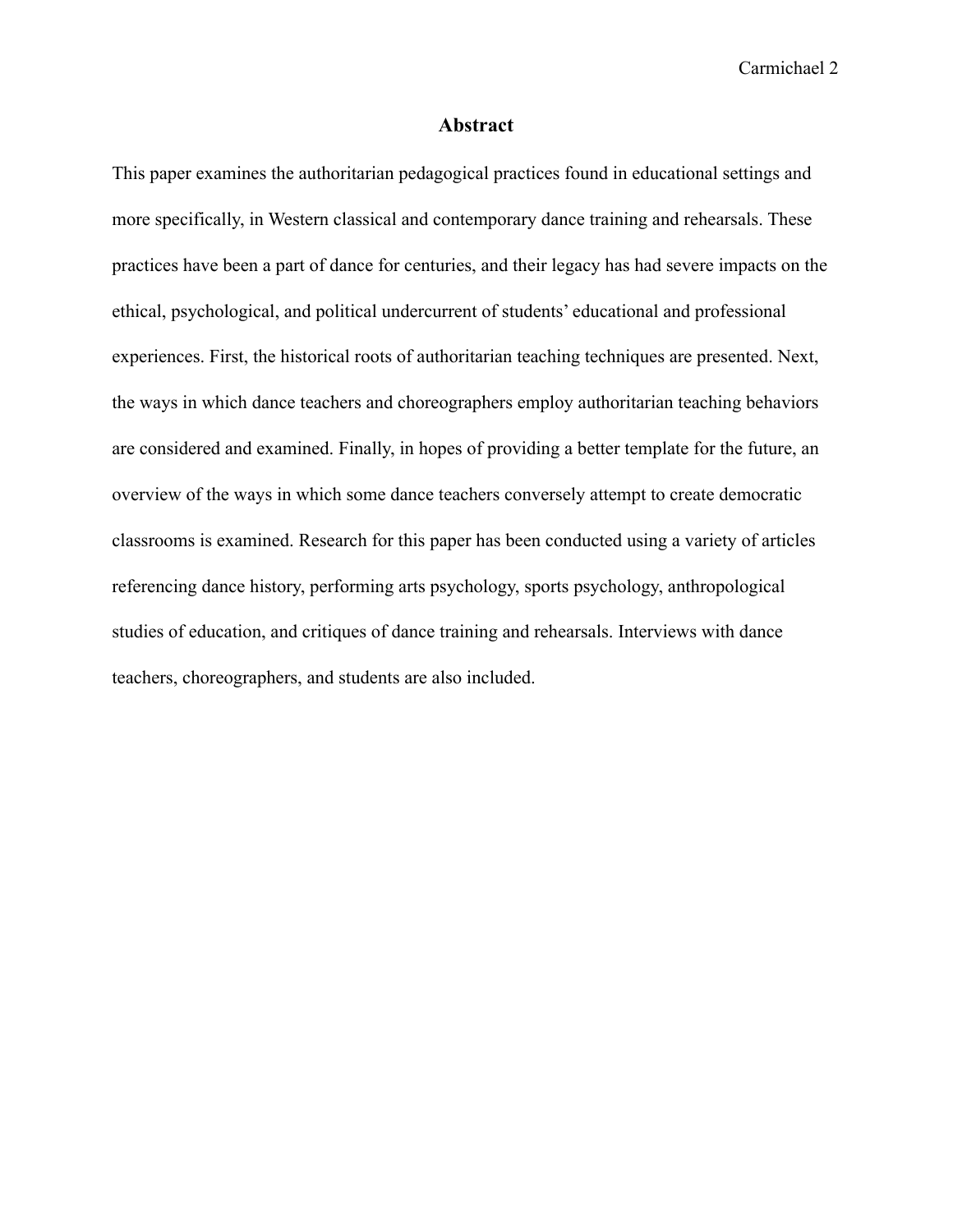## Abstract

This paper examines the authoritarian pedagogical practices found in educational settings and more specifically, in Western classical and contemporary dance training and rehearsals. These practices have been a part of dance for centuries, and their legacy has had severe impacts on the ethical, psychological, and political undercurrent of students' educational and professional experiences. First, the historical roots of authoritarian teaching techniques are presented. Next, the ways in which dance teachers and choreographers employ authoritarian teaching behaviors are considered and examined. Finally, in hopes of providing a better template for the future, an overview of the ways in which some dance teachers conversely attempt to create democratic classrooms is examined. Research for this paper has been conducted using a variety of articles referencing dance history, performing arts psychology, sports psychology, anthropological studies of education, and critiques of dance training and rehearsals. Interviews with dance teachers, choreographers, and students are also included.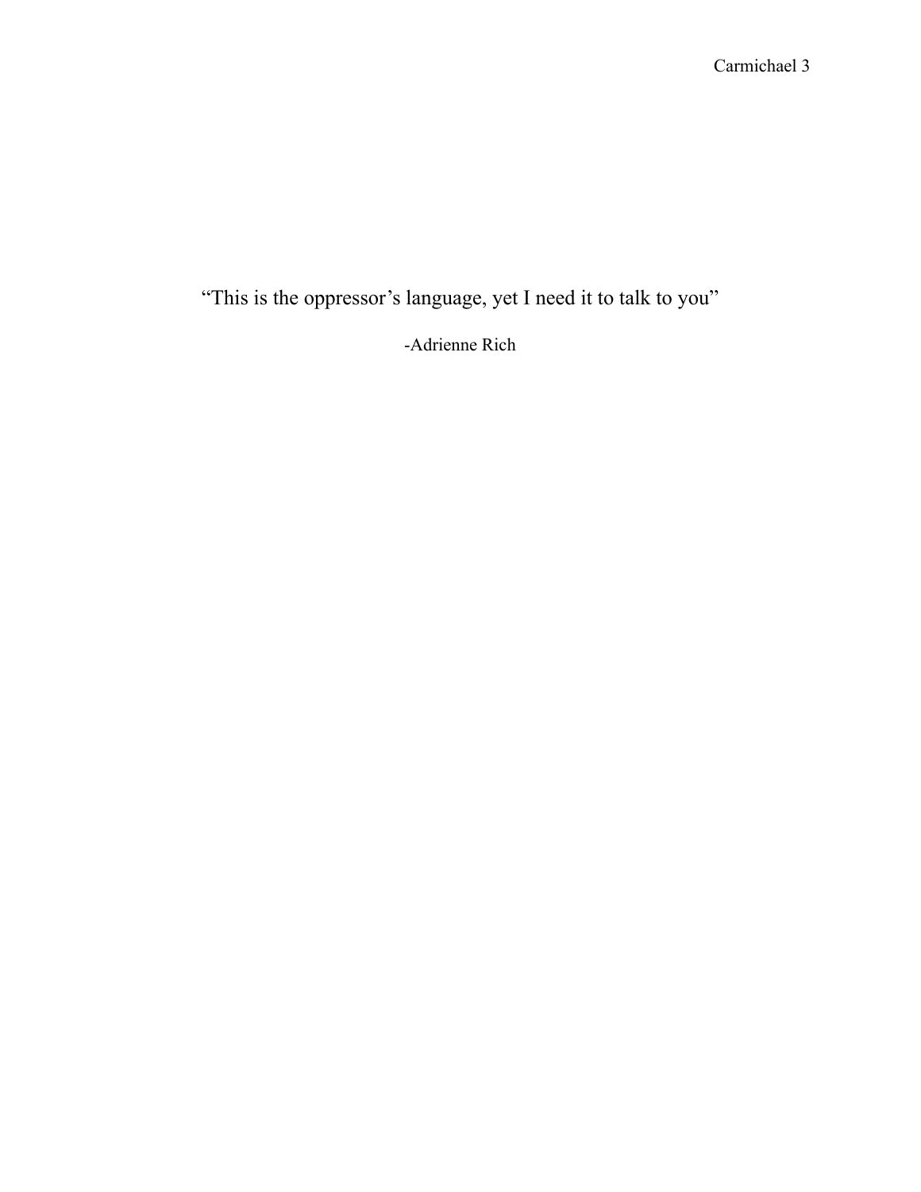"This is the oppressor's language, yet I need it to talk to you"

-Adrienne Rich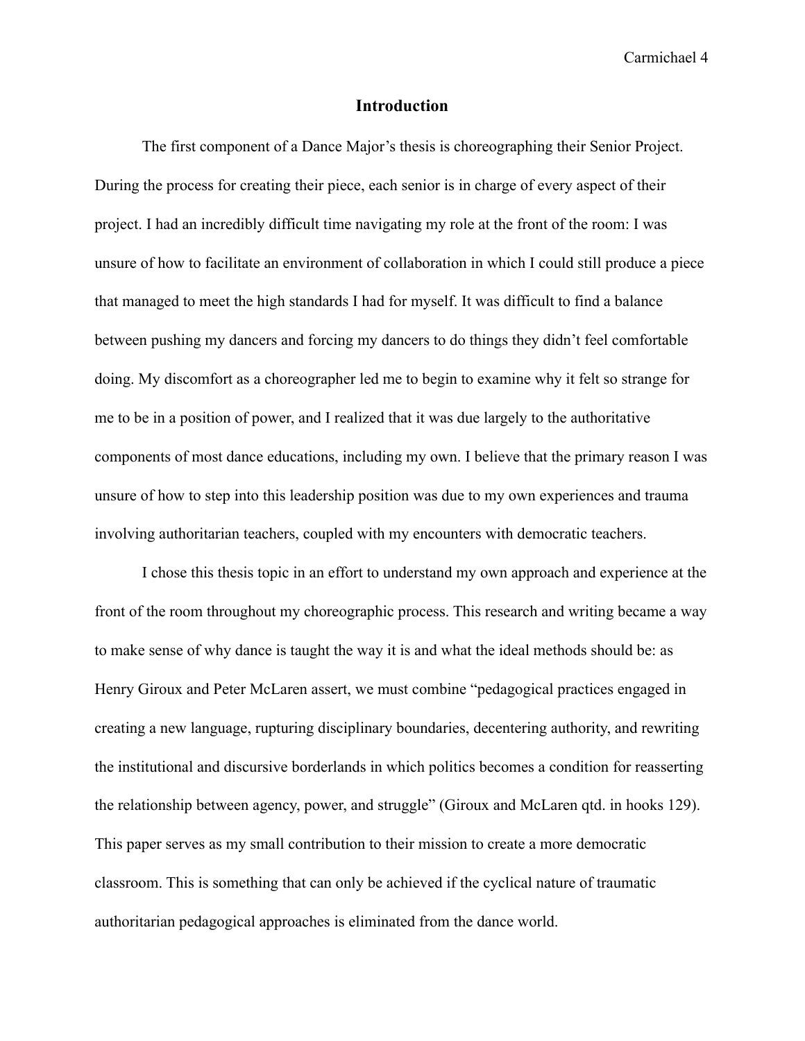## Introduction

The first component of a Dance Major's thesis is choreographing their Senior Project. During the process for creating their piece, each senior is in charge of every aspect of their project. I had an incredibly difficult time navigating my role at the front of the room: I was unsure of how to facilitate an environment of collaboration in which I could still produce a piece that managed to meet the high standards I had for myself. It was difficult to find a balance between pushing my dancers and forcing my dancers to do things they didn't feel comfortable doing. My discomfort as a choreographer led me to begin to examine why it felt so strange for me to be in a position of power, and I realized that it was due largely to the authoritative components of most dance educations, including my own. I believe that the primary reason I was unsure of how to step into this leadership position was due to my own experiences and trauma involving authoritarian teachers, coupled with my encounters with democratic teachers.

I chose this thesis topic in an effort to understand my own approach and experience at the front of the room throughout my choreographic process. This research and writing became a way to make sense of why dance is taught the way it is and what the ideal methods should be: as Henry Giroux and Peter McLaren assert, we must combine "pedagogical practices engaged in creating a new language, rupturing disciplinary boundaries, decentering authority, and rewriting the institutional and discursive borderlands in which politics becomes a condition for reasserting the relationship between agency, power, and struggle" (Giroux and McLaren qtd. in hooks 129). This paper serves as my small contribution to their mission to create a more democratic classroom. This is something that can only be achieved if the cyclical nature of traumatic authoritarian pedagogical approaches is eliminated from the dance world.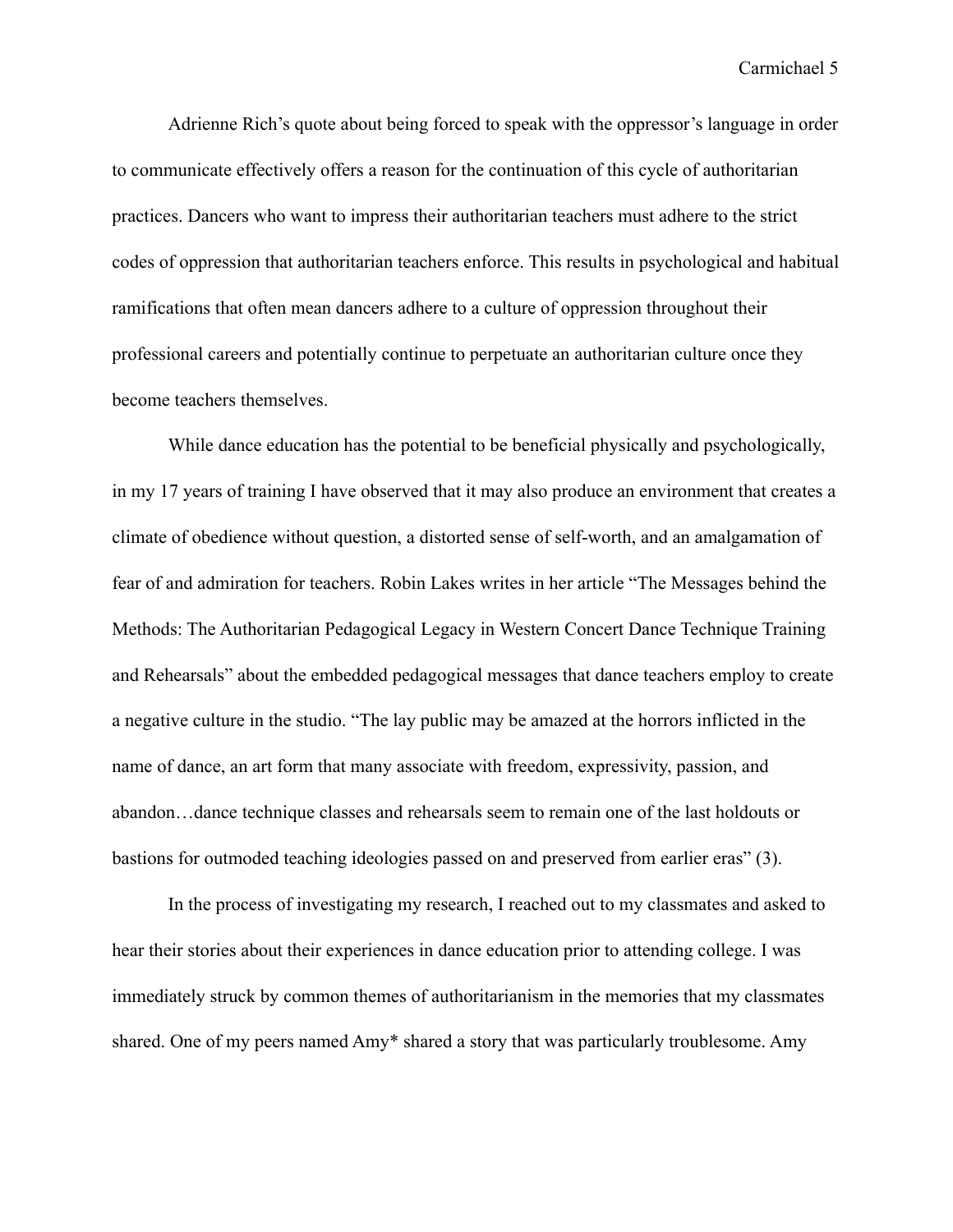Adrienne Rich's quote about being forced to speak with the oppressor's language in order to communicate effectively offers a reason for the continuation of this cycle of authoritarian practices. Dancers who want to impress their authoritarian teachers must adhere to the strict codes of oppression that authoritarian teachers enforce. This results in psychological and habitual ramifications that often mean dancers adhere to a culture of oppression throughout their professional careers and potentially continue to perpetuate an authoritarian culture once they become teachers themselves.

While dance education has the potential to be beneficial physically and psychologically, in my 17 years of training I have observed that it may also produce an environment that creates a climate of obedience without question, a distorted sense of self-worth, and an amalgamation of fear of and admiration for teachers. Robin Lakes writes in her article "The Messages behind the Methods: The Authoritarian Pedagogical Legacy in Western Concert Dance Technique Training and Rehearsals" about the embedded pedagogical messages that dance teachers employ to create a negative culture in the studio. "The lay public may be amazed at the horrors inflicted in the name of dance, an art form that many associate with freedom, expressivity, passion, and abandon…dance technique classes and rehearsals seem to remain one of the last holdouts or bastions for outmoded teaching ideologies passed on and preserved from earlier eras" (3).

In the process of investigating my research, I reached out to my classmates and asked to hear their stories about their experiences in dance education prior to attending college. I was immediately struck by common themes of authoritarianism in the memories that my classmates shared. One of my peers named Amy* shared a story that was particularly troublesome. Amy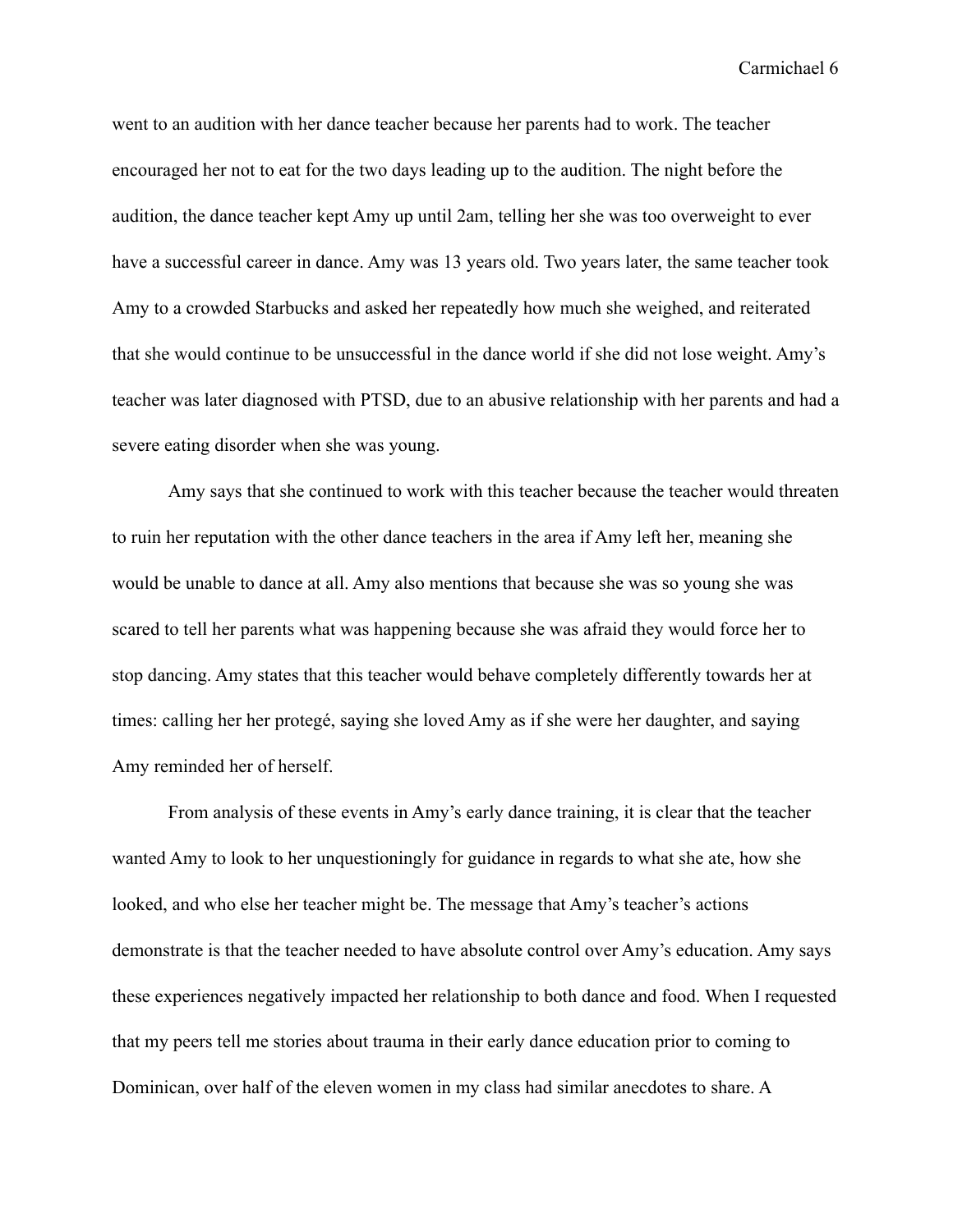went to an audition with her dance teacher because her parents had to work. The teacher encouraged her not to eat for the two days leading up to the audition. The night before the audition, the dance teacher kept Amy up until 2am, telling her she was too overweight to ever have a successful career in dance. Amy was 13 years old. Two years later, the same teacher took Amy to a crowded Starbucks and asked her repeatedly how much she weighed, and reiterated that she would continue to be unsuccessful in the dance world if she did not lose weight. Amy's teacher was later diagnosed with PTSD, due to an abusive relationship with her parents and had a severe eating disorder when she was young.

Amy says that she continued to work with this teacher because the teacher would threaten to ruin her reputation with the other dance teachers in the area if Amy left her, meaning she would be unable to dance at all. Amy also mentions that because she was so young she was scared to tell her parents what was happening because she was afraid they would force her to stop dancing. Amy states that this teacher would behave completely differently towards her at times: calling her her protegé, saying she loved Amy as if she were her daughter, and saying Amy reminded her of herself.

From analysis of these events in Amy's early dance training, it is clear that the teacher wanted Amy to look to her unquestioningly for guidance in regards to what she ate, how she looked, and who else her teacher might be. The message that Amy's teacher's actions demonstrate is that the teacher needed to have absolute control over Amy's education. Amy says these experiences negatively impacted her relationship to both dance and food. When I requested that my peers tell me stories about trauma in their early dance education prior to coming to Dominican, over half of the eleven women in my class had similar anecdotes to share. A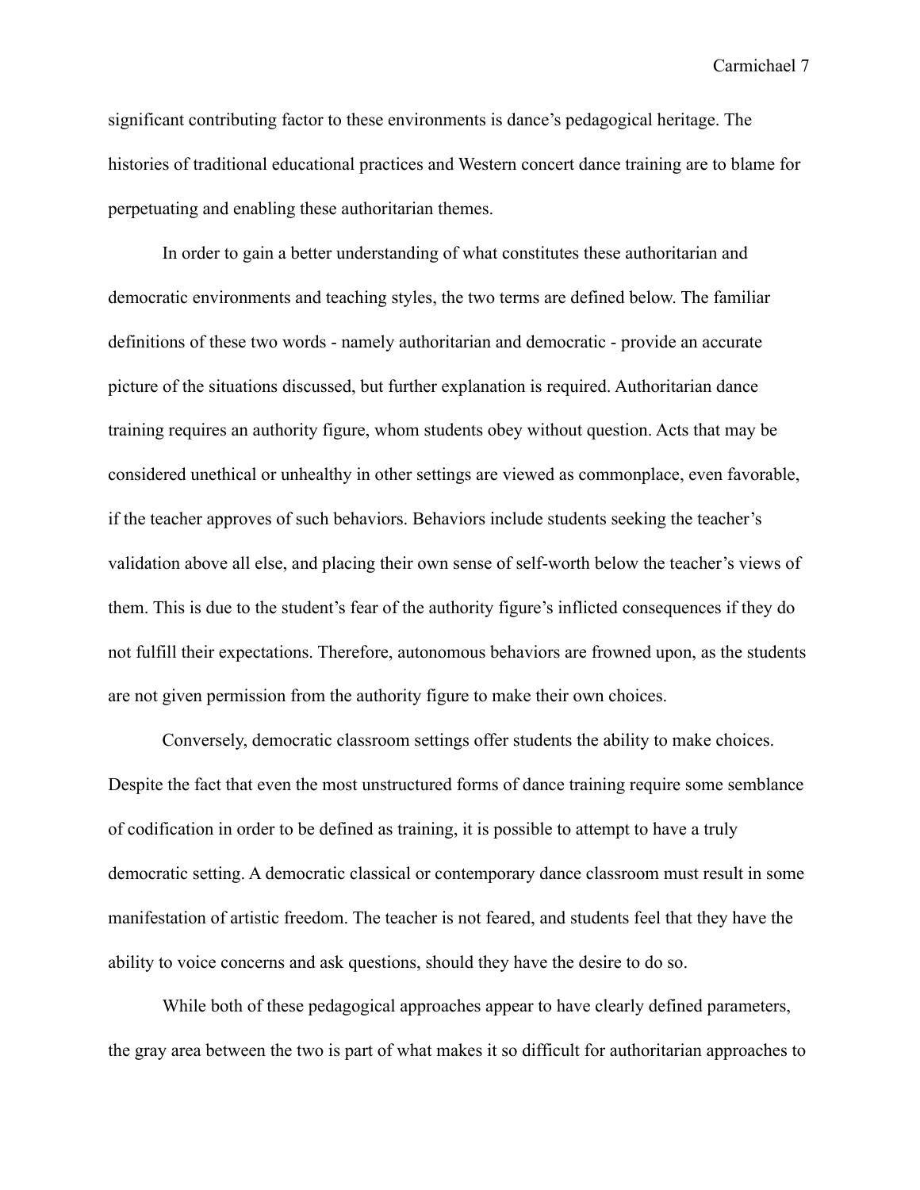significant contributing factor to these environments is dance's pedagogical heritage. The histories of traditional educational practices and Western concert dance training are to blame for perpetuating and enabling these authoritarian themes.

In order to gain a better understanding of what constitutes these authoritarian and democratic environments and teaching styles, the two terms are defined below. The familiar definitions of these two words - namely authoritarian and democratic - provide an accurate picture of the situations discussed, but further explanation is required. Authoritarian dance training requires an authority figure, whom students obey without question. Acts that may be considered unethical or unhealthy in other settings are viewed as commonplace, even favorable, if the teacher approves of such behaviors. Behaviors include students seeking the teacher's validation above all else, and placing their own sense of self-worth below the teacher's views of them. This is due to the student's fear of the authority figure's inflicted consequences if they do not fulfill their expectations. Therefore, autonomous behaviors are frowned upon, as the students are not given permission from the authority figure to make their own choices.

Conversely, democratic classroom settings offer students the ability to make choices. Despite the fact that even the most unstructured forms of dance training require some semblance of codification in order to be defined as training, it is possible to attempt to have a truly democratic setting. A democratic classical or contemporary dance classroom must result in some manifestation of artistic freedom. The teacher is not feared, and students feel that they have the ability to voice concerns and ask questions, should they have the desire to do so.

While both of these pedagogical approaches appear to have clearly defined parameters, the gray area between the two is part of what makes it so difficult for authoritarian approaches to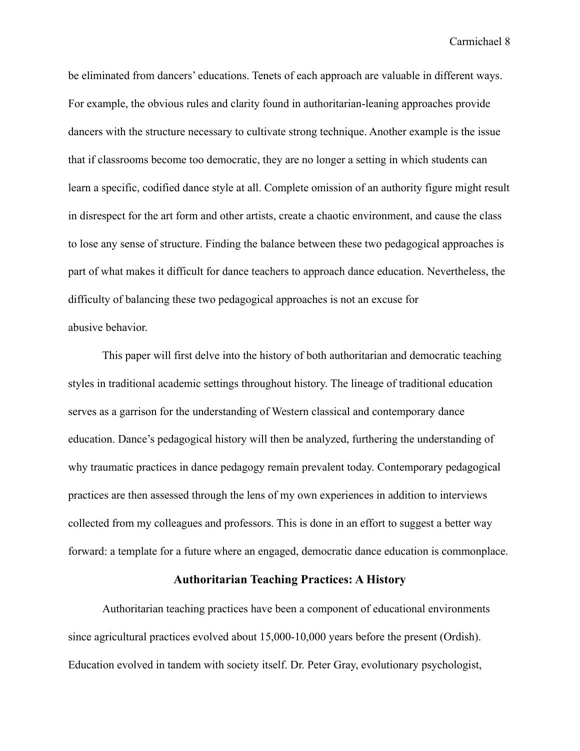be eliminated from dancers' educations. Tenets of each approach are valuable in different ways. For example, the obvious rules and clarity found in authoritarian-leaning approaches provide dancers with the structure necessary to cultivate strong technique. Another example is the issue that if classrooms become too democratic, they are no longer a setting in which students can learn a specific, codified dance style at all. Complete omission of an authority figure might result in disrespect for the art form and other artists, create a chaotic environment, and cause the class to lose any sense of structure. Finding the balance between these two pedagogical approaches is part of what makes it difficult for dance teachers to approach dance education. Nevertheless, the difficulty of balancing these two pedagogical approaches is not an excuse for abusive behavior.

This paper will first delve into the history of both authoritarian and democratic teaching styles in traditional academic settings throughout history. The lineage of traditional education serves as a garrison for the understanding of Western classical and contemporary dance education. Dance's pedagogical history will then be analyzed, furthering the understanding of why traumatic practices in dance pedagogy remain prevalent today. Contemporary pedagogical practices are then assessed through the lens of my own experiences in addition to interviews collected from my colleagues and professors. This is done in an effort to suggest a better way forward: a template for a future where an engaged, democratic dance education is commonplace.

## Authoritarian Teaching Practices: A History

Authoritarian teaching practices have been a component of educational environments since agricultural practices evolved about 15,000-10,000 years before the present (Ordish). Education evolved in tandem with society itself. Dr. Peter Gray, evolutionary psychologist,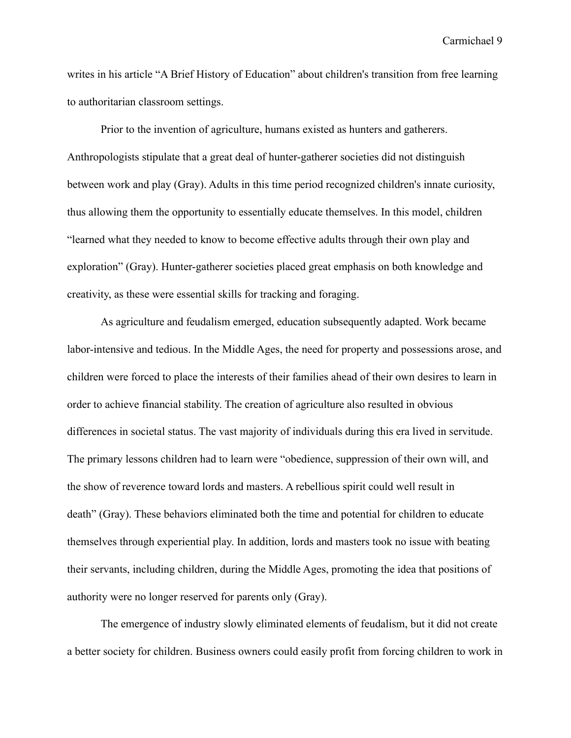writes in his article “A Brief History of Education” about children's transition from free learning to authoritarian classroom settings.

Prior to the invention of agriculture, humans existed as hunters and gatherers. Anthropologists stipulate that a great deal of hunter-gatherer societies did not distinguish between work and play (Gray). Adults in this time period recognized children's innate curiosity, thus allowing them the opportunity to essentially educate themselves. In this model, children “learned what they needed to know to become effective adults through their own play and exploration” (Gray). Hunter-gatherer societies placed great emphasis on both knowledge and creativity, as these were essential skills for tracking and foraging.

As agriculture and feudalism emerged, education subsequently adapted. Work became labor-intensive and tedious. In the Middle Ages, the need for property and possessions arose, and children were forced to place the interests of their families ahead of their own desires to learn in order to achieve financial stability. The creation of agriculture also resulted in obvious differences in societal status. The vast majority of individuals during this era lived in servitude. The primary lessons children had to learn were “obedience, suppression of their own will, and the show of reverence toward lords and masters. A rebellious spirit could well result in death” (Gray). These behaviors eliminated both the time and potential for children to educate themselves through experiential play. In addition, lords and masters took no issue with beating their servants, including children, during the Middle Ages, promoting the idea that positions of authority were no longer reserved for parents only (Gray).

The emergence of industry slowly eliminated elements of feudalism, but it did not create a better society for children. Business owners could easily profit from forcing children to work in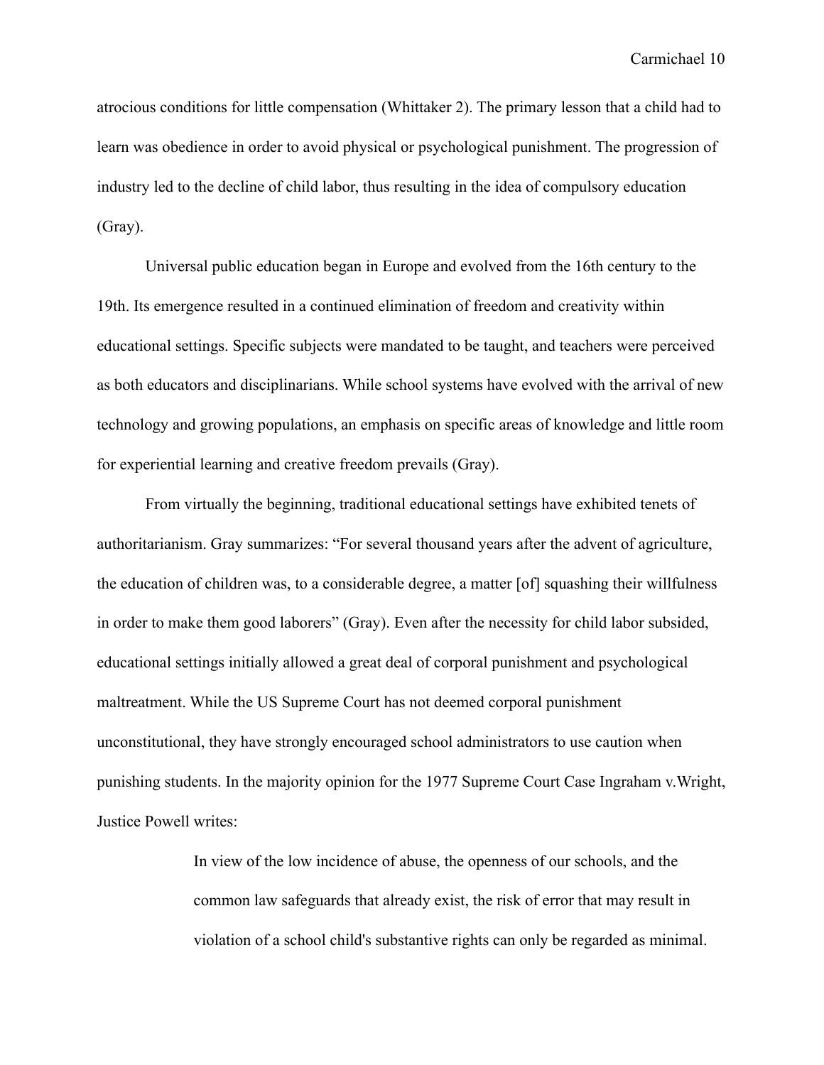atrocious conditions for little compensation (Whittaker 2). The primary lesson that a child had to learn was obedience in order to avoid physical or psychological punishment. The progression of industry led to the decline of child labor, thus resulting in the idea of compulsory education (Gray).

Universal public education began in Europe and evolved from the 16th century to the 19th. Its emergence resulted in a continued elimination of freedom and creativity within educational settings. Specific subjects were mandated to be taught, and teachers were perceived as both educators and disciplinarians. While school systems have evolved with the arrival of new technology and growing populations, an emphasis on specific areas of knowledge and little room for experiential learning and creative freedom prevails (Gray).

From virtually the beginning, traditional educational settings have exhibited tenets of authoritarianism. Gray summarizes: "For several thousand years after the advent of agriculture, the education of children was, to a considerable degree, a matter [of] squashing their willfulness in order to make them good laborers" (Gray). Even after the necessity for child labor subsided, educational settings initially allowed a great deal of corporal punishment and psychological maltreatment. While the US Supreme Court has not deemed corporal punishment unconstitutional, they have strongly encouraged school administrators to use caution when punishing students. In the majority opinion for the 1977 Supreme Court Case Ingraham v.Wright, Justice Powell writes:

> In view of the low incidence of abuse, the openness of our schools, and the common law safeguards that already exist, the risk of error that may result in violation of a school child's substantive rights can only be regarded as minimal.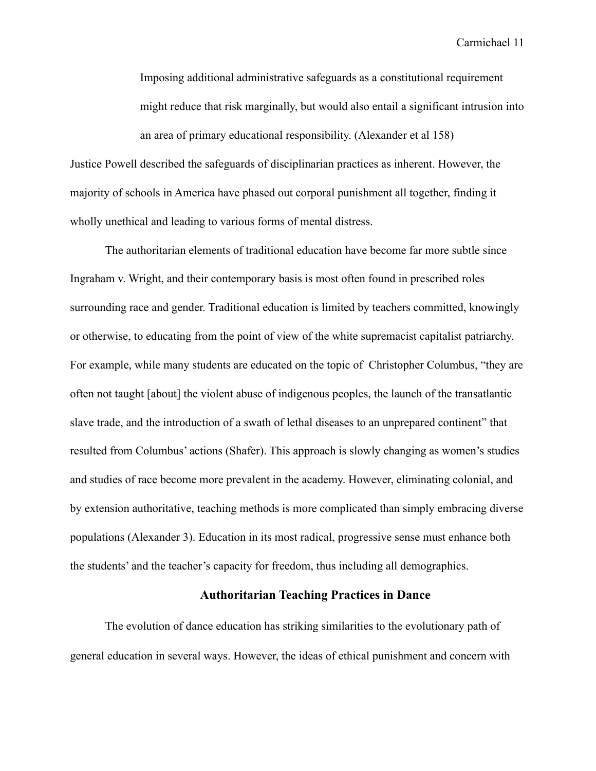> Imposing additional administrative safeguards as a constitutional requirement might reduce that risk marginally, but would also entail a significant intrusion into an area of primary educational responsibility. (Alexander et al 158)

Justice Powell described the safeguards of disciplinarian practices as inherent. However, the majority of schools in America have phased out corporal punishment all together, finding it wholly unethical and leading to various forms of mental distress.

The authoritarian elements of traditional education have become far more subtle since Ingraham v. Wright, and their contemporary basis is most often found in prescribed roles surrounding race and gender. Traditional education is limited by teachers committed, knowingly or otherwise, to educating from the point of view of the white supremacist capitalist patriarchy. For example, while many students are educated on the topic of Christopher Columbus, "they are often not taught [about] the violent abuse of indigenous peoples, the launch of the transatlantic slave trade, and the introduction of a swath of lethal diseases to an unprepared continent" that resulted from Columbus' actions (Shafer). This approach is slowly changing as women's studies and studies of race become more prevalent in the academy. However, eliminating colonial, and by extension authoritative, teaching methods is more complicated than simply embracing diverse populations (Alexander 3). Education in its most radical, progressive sense must enhance both the students' and the teacher's capacity for freedom, thus including all demographics.

## Authoritarian Teaching Practices in Dance

The evolution of dance education has striking similarities to the evolutionary path of general education in several ways. However, the ideas of ethical punishment and concern with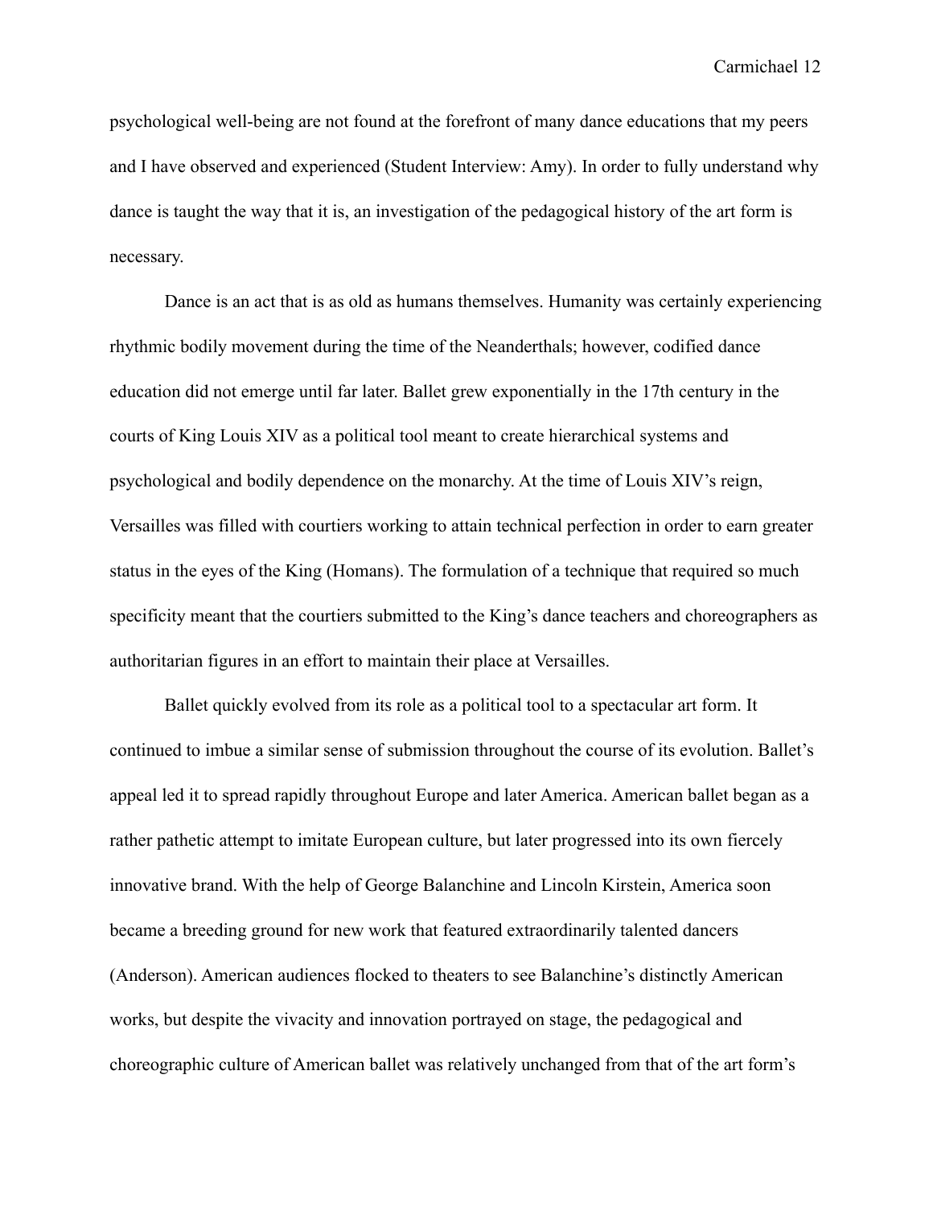psychological well-being are not found at the forefront of many dance educations that my peers and I have observed and experienced (Student Interview: Amy). In order to fully understand why dance is taught the way that it is, an investigation of the pedagogical history of the art form is necessary.

Dance is an act that is as old as humans themselves. Humanity was certainly experiencing rhythmic bodily movement during the time of the Neanderthals; however, codified dance education did not emerge until far later. Ballet grew exponentially in the 17th century in the courts of King Louis XIV as a political tool meant to create hierarchical systems and psychological and bodily dependence on the monarchy. At the time of Louis XIV's reign, Versailles was filled with courtiers working to attain technical perfection in order to earn greater status in the eyes of the King (Homans). The formulation of a technique that required so much specificity meant that the courtiers submitted to the King's dance teachers and choreographers as authoritarian figures in an effort to maintain their place at Versailles.

Ballet quickly evolved from its role as a political tool to a spectacular art form. It continued to imbue a similar sense of submission throughout the course of its evolution. Ballet's appeal led it to spread rapidly throughout Europe and later America. American ballet began as a rather pathetic attempt to imitate European culture, but later progressed into its own fiercely innovative brand. With the help of George Balanchine and Lincoln Kirstein, America soon became a breeding ground for new work that featured extraordinarily talented dancers (Anderson). American audiences flocked to theaters to see Balanchine's distinctly American works, but despite the vivacity and innovation portrayed on stage, the pedagogical and choreographic culture of American ballet was relatively unchanged from that of the art form's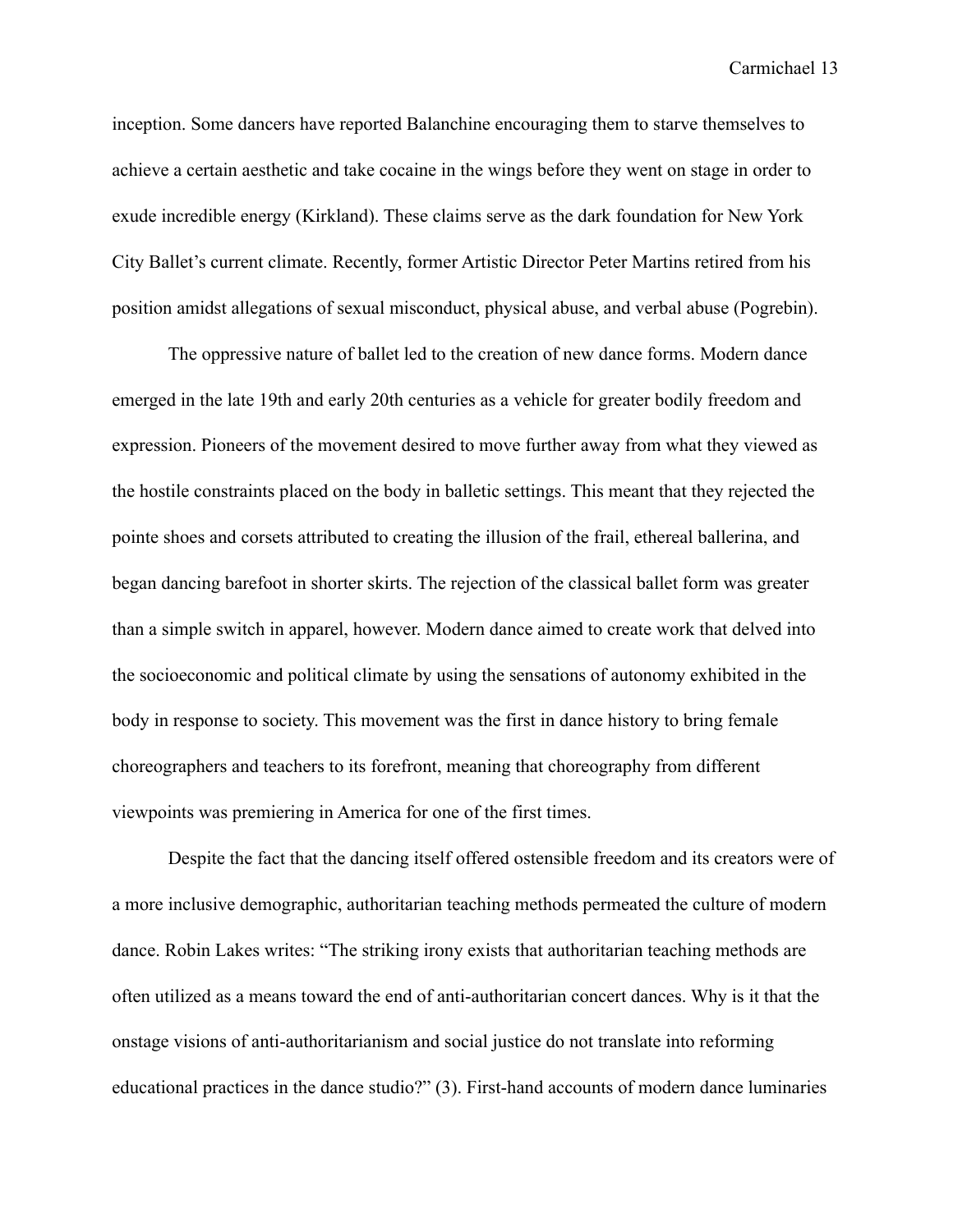inception. Some dancers have reported Balanchine encouraging them to starve themselves to achieve a certain aesthetic and take cocaine in the wings before they went on stage in order to exude incredible energy (Kirkland). These claims serve as the dark foundation for New York City Ballet's current climate. Recently, former Artistic Director Peter Martins retired from his position amidst allegations of sexual misconduct, physical abuse, and verbal abuse (Pogrebin).

The oppressive nature of ballet led to the creation of new dance forms. Modern dance emerged in the late 19th and early 20th centuries as a vehicle for greater bodily freedom and expression. Pioneers of the movement desired to move further away from what they viewed as the hostile constraints placed on the body in balletic settings. This meant that they rejected the pointe shoes and corsets attributed to creating the illusion of the frail, ethereal ballerina, and began dancing barefoot in shorter skirts. The rejection of the classical ballet form was greater than a simple switch in apparel, however. Modern dance aimed to create work that delved into the socioeconomic and political climate by using the sensations of autonomy exhibited in the body in response to society. This movement was the first in dance history to bring female choreographers and teachers to its forefront, meaning that choreography from different viewpoints was premiering in America for one of the first times.

Despite the fact that the dancing itself offered ostensible freedom and its creators were of a more inclusive demographic, authoritarian teaching methods permeated the culture of modern dance. Robin Lakes writes: "The striking irony exists that authoritarian teaching methods are often utilized as a means toward the end of anti-authoritarian concert dances. Why is it that the onstage visions of anti-authoritarianism and social justice do not translate into reforming educational practices in the dance studio?" (3). First-hand accounts of modern dance luminaries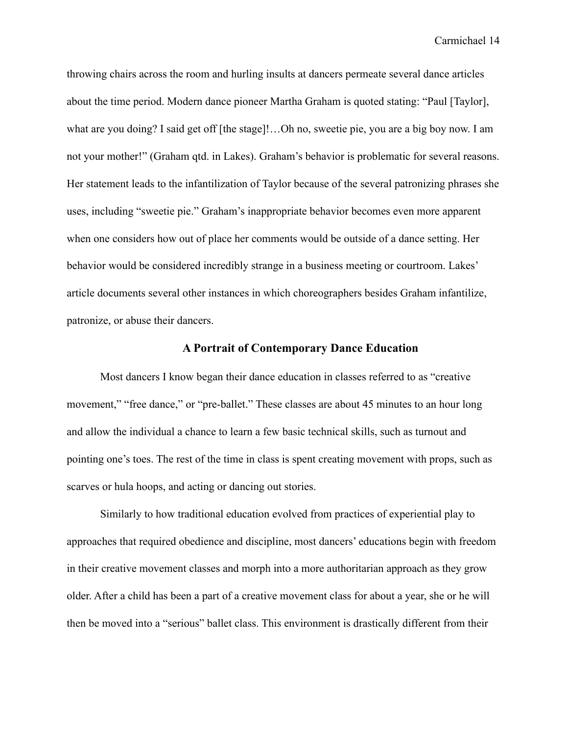throwing chairs across the room and hurling insults at dancers permeate several dance articles about the time period. Modern dance pioneer Martha Graham is quoted stating: "Paul [Taylor], what are you doing? I said get off [the stage]!…Oh no, sweetie pie, you are a big boy now. I am not your mother!" (Graham qtd. in Lakes). Graham's behavior is problematic for several reasons. Her statement leads to the infantilization of Taylor because of the several patronizing phrases she uses, including "sweetie pie." Graham's inappropriate behavior becomes even more apparent when one considers how out of place her comments would be outside of a dance setting. Her behavior would be considered incredibly strange in a business meeting or courtroom. Lakes' article documents several other instances in which choreographers besides Graham infantilize, patronize, or abuse their dancers.

## A Portrait of Contemporary Dance Education

Most dancers I know began their dance education in classes referred to as "creative movement," "free dance," or "pre-ballet." These classes are about 45 minutes to an hour long and allow the individual a chance to learn a few basic technical skills, such as turnout and pointing one's toes. The rest of the time in class is spent creating movement with props, such as scarves or hula hoops, and acting or dancing out stories.

Similarly to how traditional education evolved from practices of experiential play to approaches that required obedience and discipline, most dancers' educations begin with freedom in their creative movement classes and morph into a more authoritarian approach as they grow older. After a child has been a part of a creative movement class for about a year, she or he will then be moved into a "serious" ballet class. This environment is drastically different from their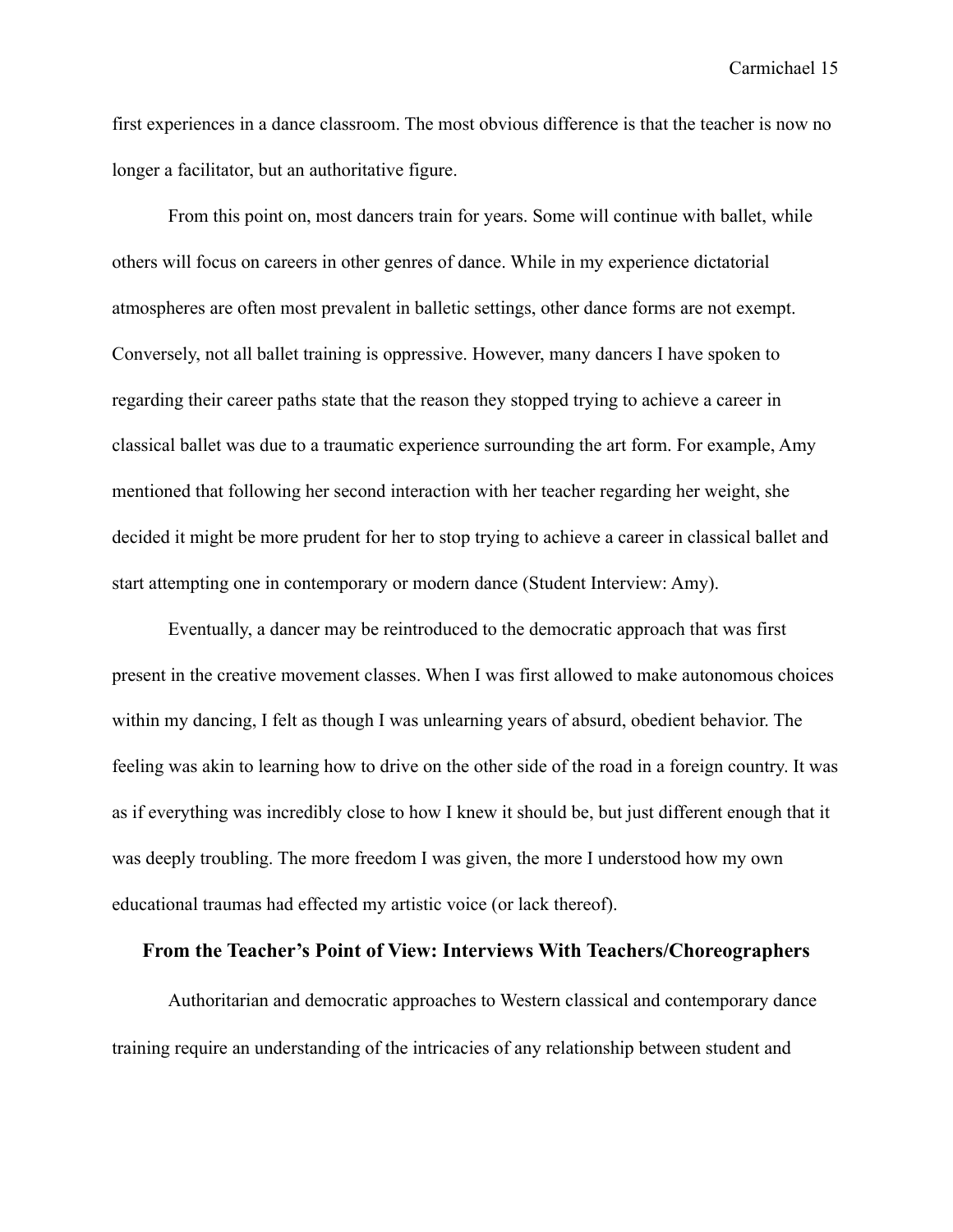first experiences in a dance classroom. The most obvious difference is that the teacher is now no longer a facilitator, but an authoritative figure.

From this point on, most dancers train for years. Some will continue with ballet, while others will focus on careers in other genres of dance. While in my experience dictatorial atmospheres are often most prevalent in balletic settings, other dance forms are not exempt. Conversely, not all ballet training is oppressive. However, many dancers I have spoken to regarding their career paths state that the reason they stopped trying to achieve a career in classical ballet was due to a traumatic experience surrounding the art form. For example, Amy mentioned that following her second interaction with her teacher regarding her weight, she decided it might be more prudent for her to stop trying to achieve a career in classical ballet and start attempting one in contemporary or modern dance (Student Interview: Amy).

Eventually, a dancer may be reintroduced to the democratic approach that was first present in the creative movement classes. When I was first allowed to make autonomous choices within my dancing, I felt as though I was unlearning years of absurd, obedient behavior. The feeling was akin to learning how to drive on the other side of the road in a foreign country. It was as if everything was incredibly close to how I knew it should be, but just different enough that it was deeply troubling. The more freedom I was given, the more I understood how my own educational traumas had effected my artistic voice (or lack thereof).

## From the Teacher's Point of View: Interviews With Teachers/Choreographers

Authoritarian and democratic approaches to Western classical and contemporary dance training require an understanding of the intricacies of any relationship between student and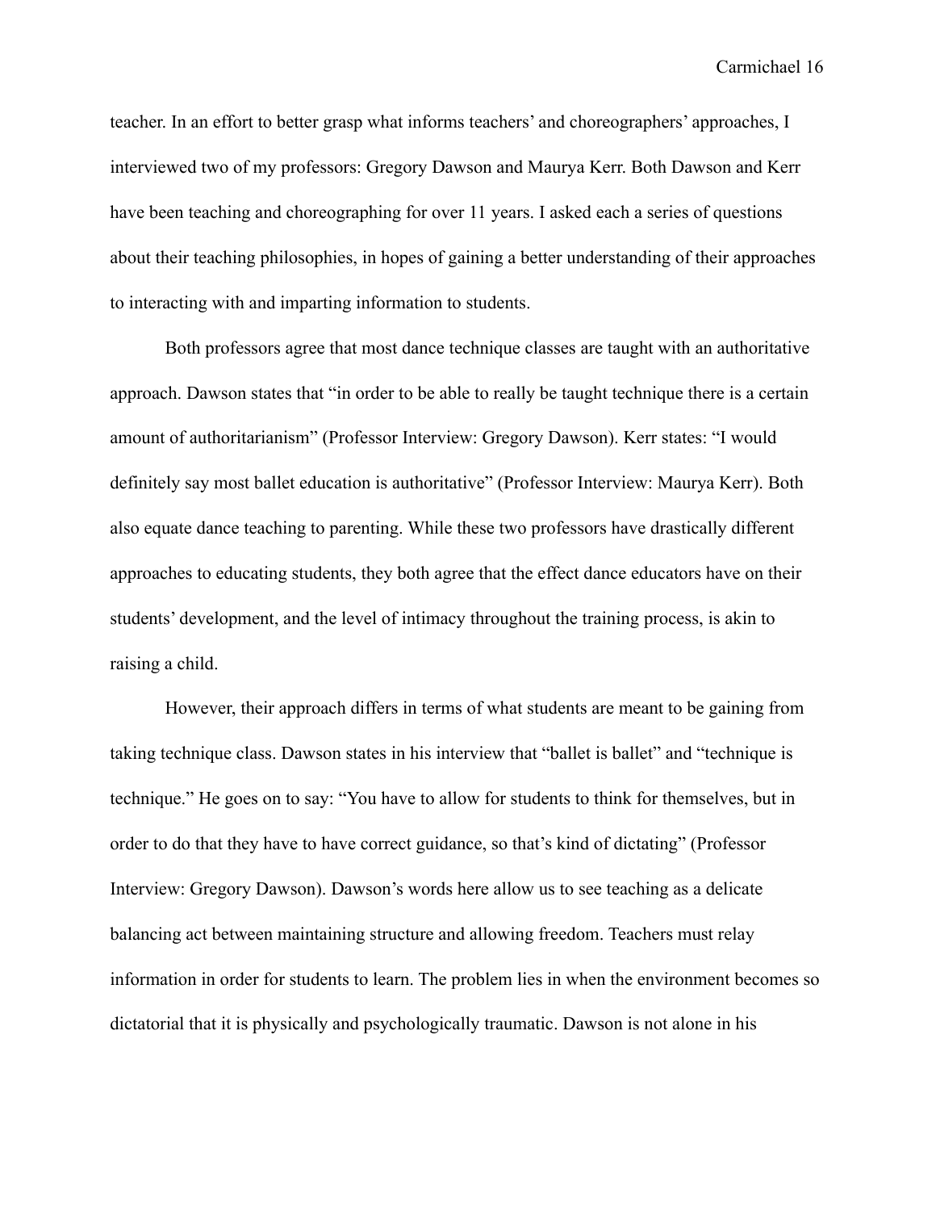teacher. In an effort to better grasp what informs teachers' and choreographers' approaches, I interviewed two of my professors: Gregory Dawson and Maurya Kerr. Both Dawson and Kerr have been teaching and choreographing for over 11 years. I asked each a series of questions about their teaching philosophies, in hopes of gaining a better understanding of their approaches to interacting with and imparting information to students.

Both professors agree that most dance technique classes are taught with an authoritative approach. Dawson states that "in order to be able to really be taught technique there is a certain amount of authoritarianism" (Professor Interview: Gregory Dawson). Kerr states: "I would definitely say most ballet education is authoritative" (Professor Interview: Maurya Kerr). Both also equate dance teaching to parenting. While these two professors have drastically different approaches to educating students, they both agree that the effect dance educators have on their students' development, and the level of intimacy throughout the training process, is akin to raising a child.

However, their approach differs in terms of what students are meant to be gaining from taking technique class. Dawson states in his interview that "ballet is ballet" and "technique is technique." He goes on to say: "You have to allow for students to think for themselves, but in order to do that they have to have correct guidance, so that's kind of dictating" (Professor Interview: Gregory Dawson). Dawson's words here allow us to see teaching as a delicate balancing act between maintaining structure and allowing freedom. Teachers must relay information in order for students to learn. The problem lies in when the environment becomes so dictatorial that it is physically and psychologically traumatic. Dawson is not alone in his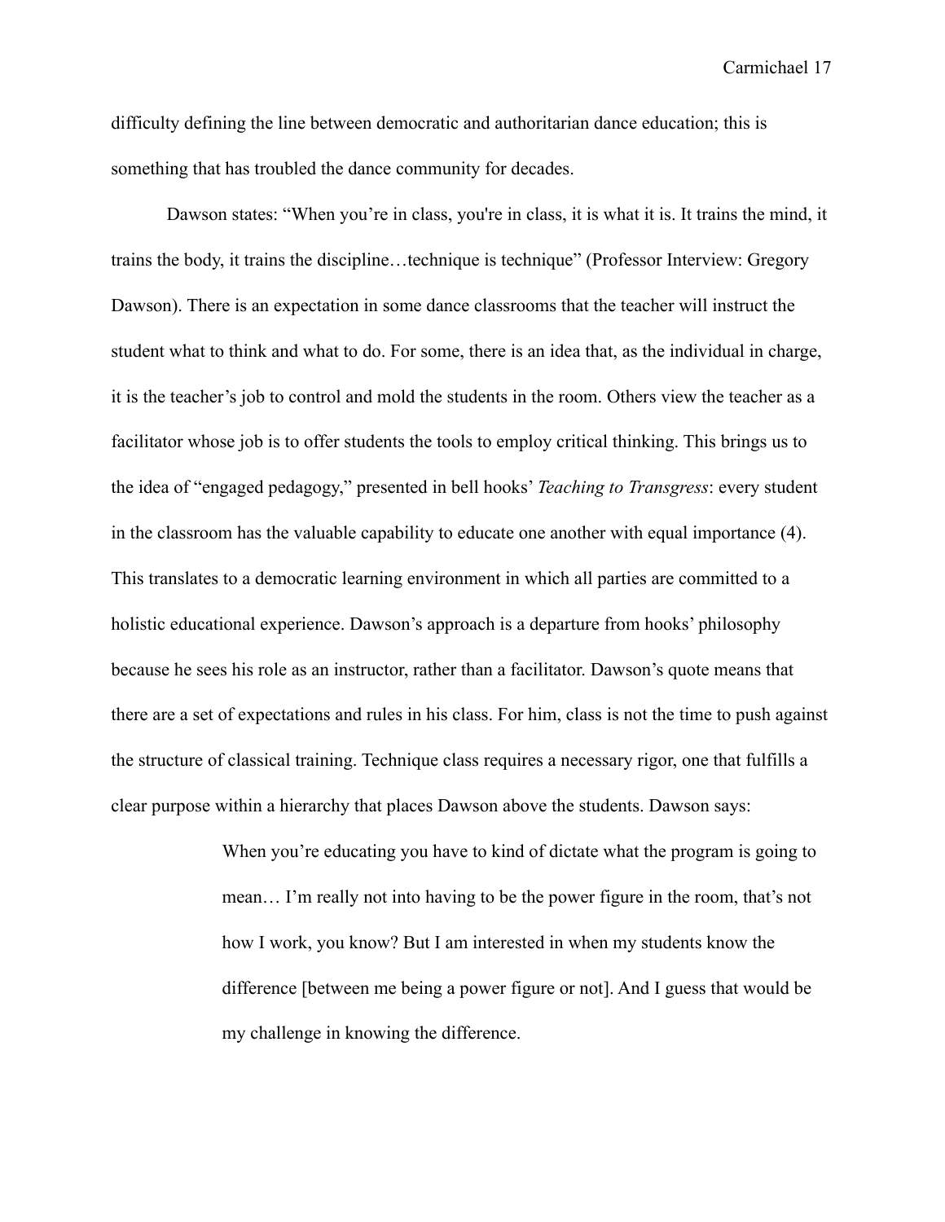difficulty defining the line between democratic and authoritarian dance education; this is something that has troubled the dance community for decades.

Dawson states: "When you're in class, you're in class, it is what it is. It trains the mind, it trains the body, it trains the discipline…technique is technique" (Professor Interview: Gregory Dawson). There is an expectation in some dance classrooms that the teacher will instruct the student what to think and what to do. For some, there is an idea that, as the individual in charge, it is the teacher's job to control and mold the students in the room. Others view the teacher as a facilitator whose job is to offer students the tools to employ critical thinking. This brings us to the idea of "engaged pedagogy," presented in bell hooks' *Teaching to Transgress*: every student in the classroom has the valuable capability to educate one another with equal importance (4). This translates to a democratic learning environment in which all parties are committed to a holistic educational experience. Dawson's approach is a departure from hooks' philosophy because he sees his role as an instructor, rather than a facilitator. Dawson's quote means that there are a set of expectations and rules in his class. For him, class is not the time to push against the structure of classical training. Technique class requires a necessary rigor, one that fulfills a clear purpose within a hierarchy that places Dawson above the students. Dawson says:

> When you're educating you have to kind of dictate what the program is going to mean… I'm really not into having to be the power figure in the room, that's not how I work, you know? But I am interested in when my students know the difference [between me being a power figure or not]. And I guess that would be my challenge in knowing the difference.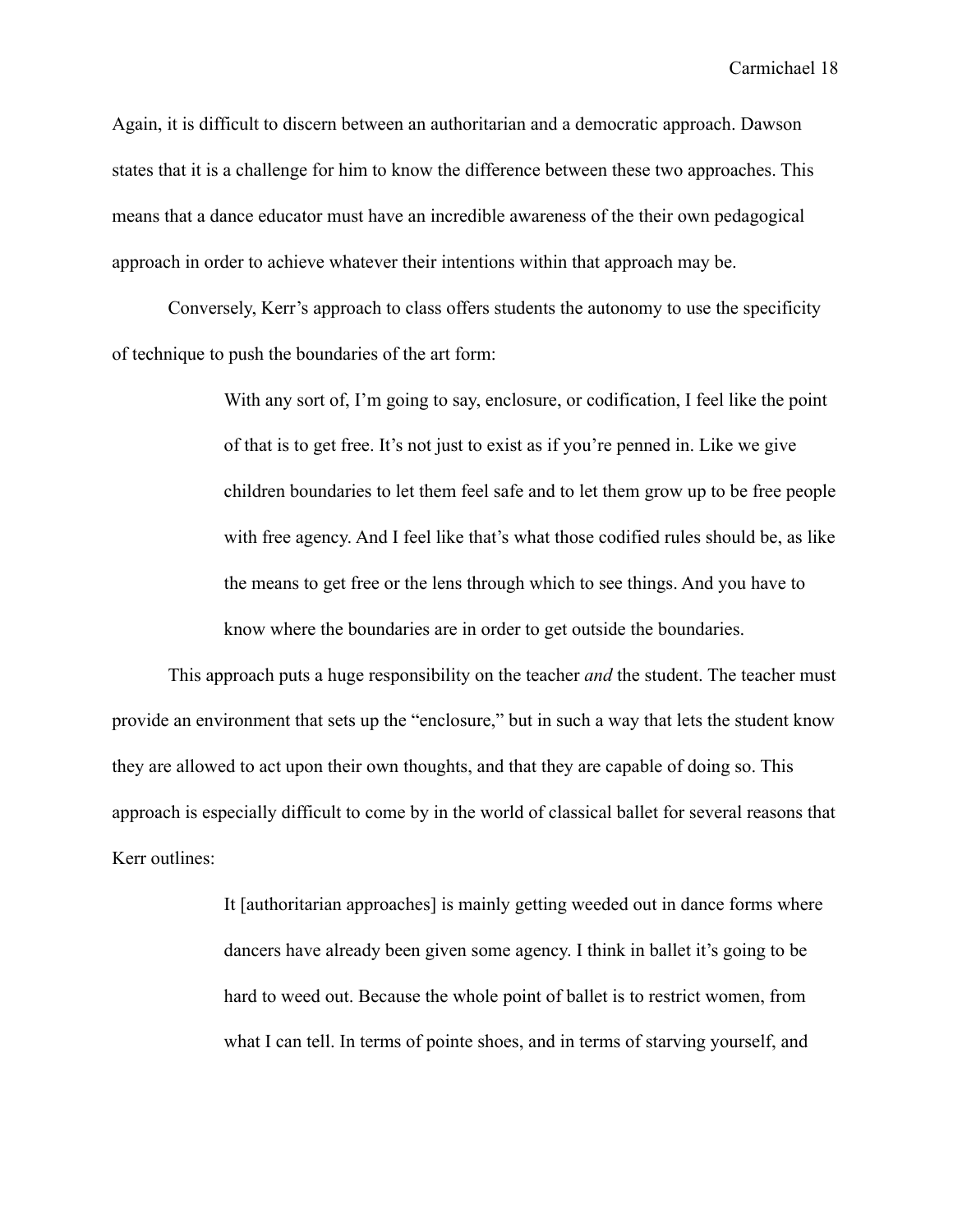Again, it is difficult to discern between an authoritarian and a democratic approach. Dawson states that it is a challenge for him to know the difference between these two approaches. This means that a dance educator must have an incredible awareness of the their own pedagogical approach in order to achieve whatever their intentions within that approach may be.

Conversely, Kerr's approach to class offers students the autonomy to use the specificity of technique to push the boundaries of the art form:

> With any sort of, I'm going to say, enclosure, or codification, I feel like the point of that is to get free. It's not just to exist as if you're penned in. Like we give children boundaries to let them feel safe and to let them grow up to be free people with free agency. And I feel like that's what those codified rules should be, as like the means to get free or the lens through which to see things. And you have to know where the boundaries are in order to get outside the boundaries.

This approach puts a huge responsibility on the teacher *and* the student. The teacher must provide an environment that sets up the "enclosure," but in such a way that lets the student know they are allowed to act upon their own thoughts, and that they are capable of doing so. This approach is especially difficult to come by in the world of classical ballet for several reasons that Kerr outlines:

> It [authoritarian approaches] is mainly getting weeded out in dance forms where dancers have already been given some agency. I think in ballet it's going to be hard to weed out. Because the whole point of ballet is to restrict women, from what I can tell. In terms of pointe shoes, and in terms of starving yourself, and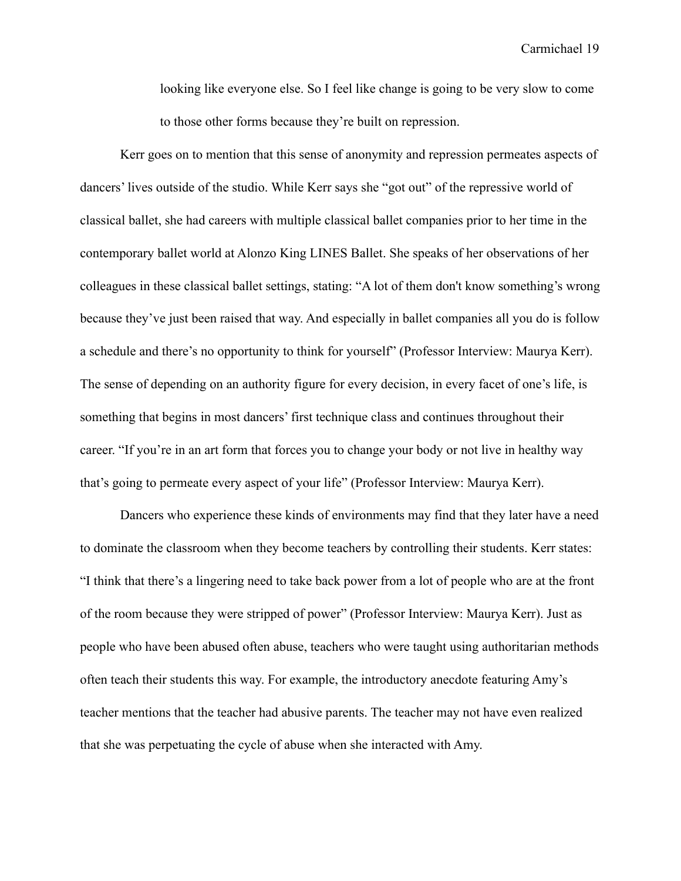> looking like everyone else. So I feel like change is going to be very slow to come to those other forms because they're built on repression.

Kerr goes on to mention that this sense of anonymity and repression permeates aspects of dancers' lives outside of the studio. While Kerr says she "got out" of the repressive world of classical ballet, she had careers with multiple classical ballet companies prior to her time in the contemporary ballet world at Alonzo King LINES Ballet. She speaks of her observations of her colleagues in these classical ballet settings, stating: "A lot of them don't know something's wrong because they've just been raised that way. And especially in ballet companies all you do is follow a schedule and there's no opportunity to think for yourself" (Professor Interview: Maurya Kerr). The sense of depending on an authority figure for every decision, in every facet of one's life, is something that begins in most dancers' first technique class and continues throughout their career. "If you're in an art form that forces you to change your body or not live in healthy way that's going to permeate every aspect of your life" (Professor Interview: Maurya Kerr).

Dancers who experience these kinds of environments may find that they later have a need to dominate the classroom when they become teachers by controlling their students. Kerr states: "I think that there's a lingering need to take back power from a lot of people who are at the front of the room because they were stripped of power" (Professor Interview: Maurya Kerr). Just as people who have been abused often abuse, teachers who were taught using authoritarian methods often teach their students this way. For example, the introductory anecdote featuring Amy's teacher mentions that the teacher had abusive parents. The teacher may not have even realized that she was perpetuating the cycle of abuse when she interacted with Amy.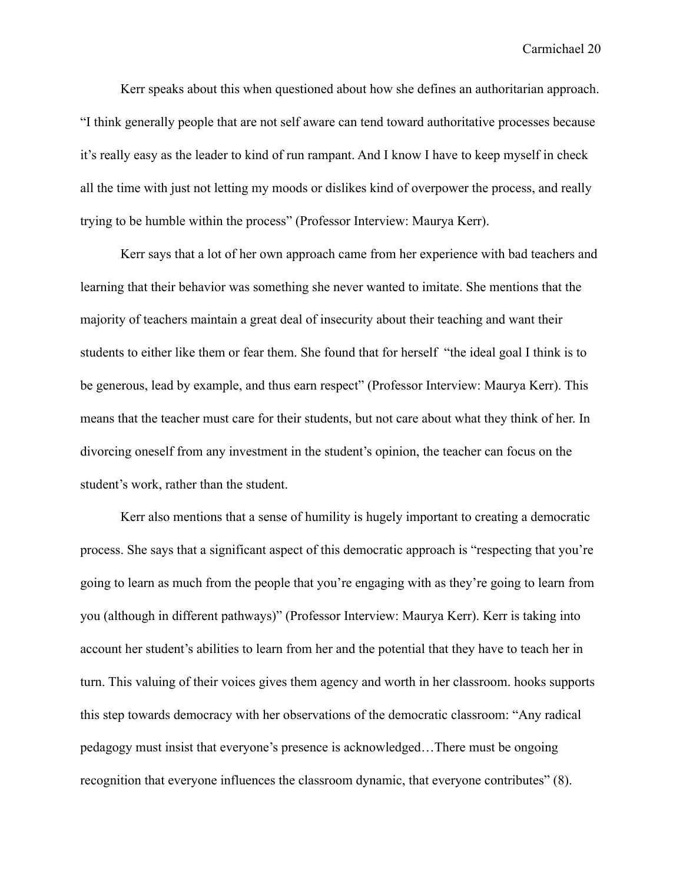Kerr speaks about this when questioned about how she defines an authoritarian approach. "I think generally people that are not self aware can tend toward authoritative processes because it's really easy as the leader to kind of run rampant. And I know I have to keep myself in check all the time with just not letting my moods or dislikes kind of overpower the process, and really trying to be humble within the process" (Professor Interview: Maurya Kerr).

Kerr says that a lot of her own approach came from her experience with bad teachers and learning that their behavior was something she never wanted to imitate. She mentions that the majority of teachers maintain a great deal of insecurity about their teaching and want their students to either like them or fear them. She found that for herself "the ideal goal I think is to be generous, lead by example, and thus earn respect" (Professor Interview: Maurya Kerr). This means that the teacher must care for their students, but not care about what they think of her. In divorcing oneself from any investment in the student's opinion, the teacher can focus on the student's work, rather than the student.

Kerr also mentions that a sense of humility is hugely important to creating a democratic process. She says that a significant aspect of this democratic approach is "respecting that you're going to learn as much from the people that you're engaging with as they're going to learn from you (although in different pathways)" (Professor Interview: Maurya Kerr). Kerr is taking into account her student's abilities to learn from her and the potential that they have to teach her in turn. This valuing of their voices gives them agency and worth in her classroom. hooks supports this step towards democracy with her observations of the democratic classroom: "Any radical pedagogy must insist that everyone's presence is acknowledged…There must be ongoing recognition that everyone influences the classroom dynamic, that everyone contributes" (8).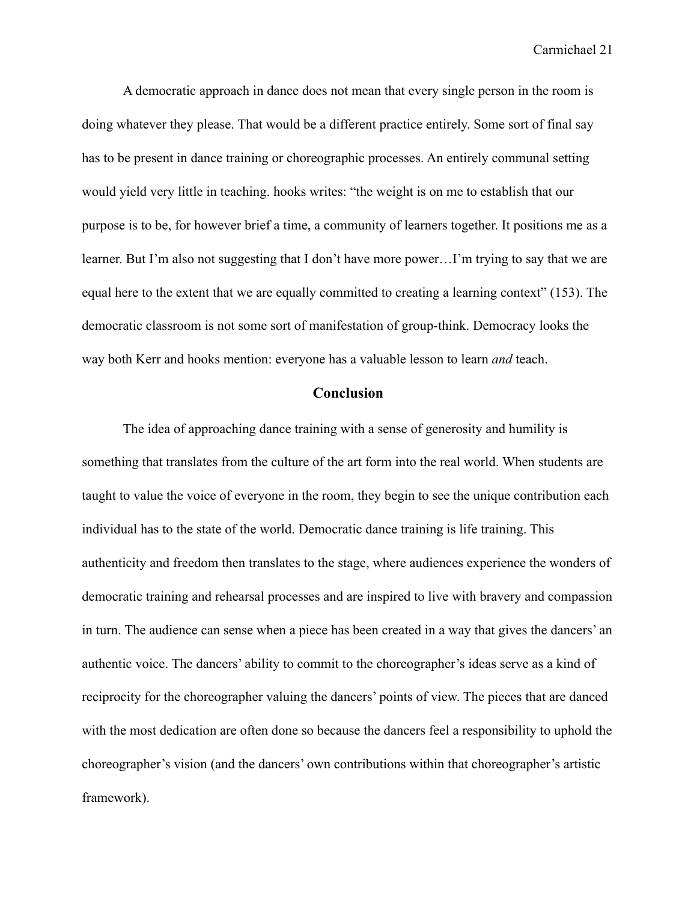A democratic approach in dance does not mean that every single person in the room is doing whatever they please. That would be a different practice entirely. Some sort of final say has to be present in dance training or choreographic processes. An entirely communal setting would yield very little in teaching. hooks writes: "the weight is on me to establish that our purpose is to be, for however brief a time, a community of learners together. It positions me as a learner. But I'm also not suggesting that I don't have more power…I'm trying to say that we are equal here to the extent that we are equally committed to creating a learning context" (153). The democratic classroom is not some sort of manifestation of group-think. Democracy looks the way both Kerr and hooks mention: everyone has a valuable lesson to learn *and* teach.

## Conclusion

The idea of approaching dance training with a sense of generosity and humility is something that translates from the culture of the art form into the real world. When students are taught to value the voice of everyone in the room, they begin to see the unique contribution each individual has to the state of the world. Democratic dance training is life training. This authenticity and freedom then translates to the stage, where audiences experience the wonders of democratic training and rehearsal processes and are inspired to live with bravery and compassion in turn. The audience can sense when a piece has been created in a way that gives the dancers' an authentic voice. The dancers' ability to commit to the choreographer's ideas serve as a kind of reciprocity for the choreographer valuing the dancers' points of view. The pieces that are danced with the most dedication are often done so because the dancers feel a responsibility to uphold the choreographer's vision (and the dancers' own contributions within that choreographer's artistic framework).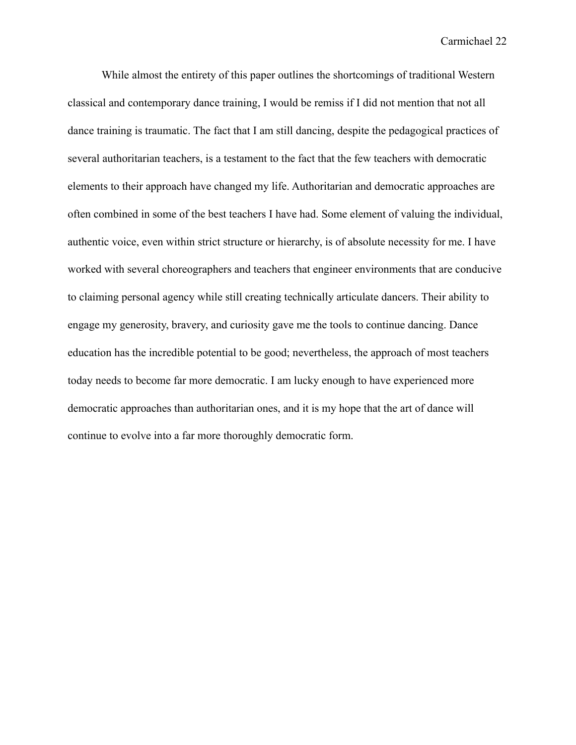While almost the entirety of this paper outlines the shortcomings of traditional Western classical and contemporary dance training, I would be remiss if I did not mention that not all dance training is traumatic. The fact that I am still dancing, despite the pedagogical practices of several authoritarian teachers, is a testament to the fact that the few teachers with democratic elements to their approach have changed my life. Authoritarian and democratic approaches are often combined in some of the best teachers I have had. Some element of valuing the individual, authentic voice, even within strict structure or hierarchy, is of absolute necessity for me. I have worked with several choreographers and teachers that engineer environments that are conducive to claiming personal agency while still creating technically articulate dancers. Their ability to engage my generosity, bravery, and curiosity gave me the tools to continue dancing. Dance education has the incredible potential to be good; nevertheless, the approach of most teachers today needs to become far more democratic. I am lucky enough to have experienced more democratic approaches than authoritarian ones, and it is my hope that the art of dance will continue to evolve into a far more thoroughly democratic form.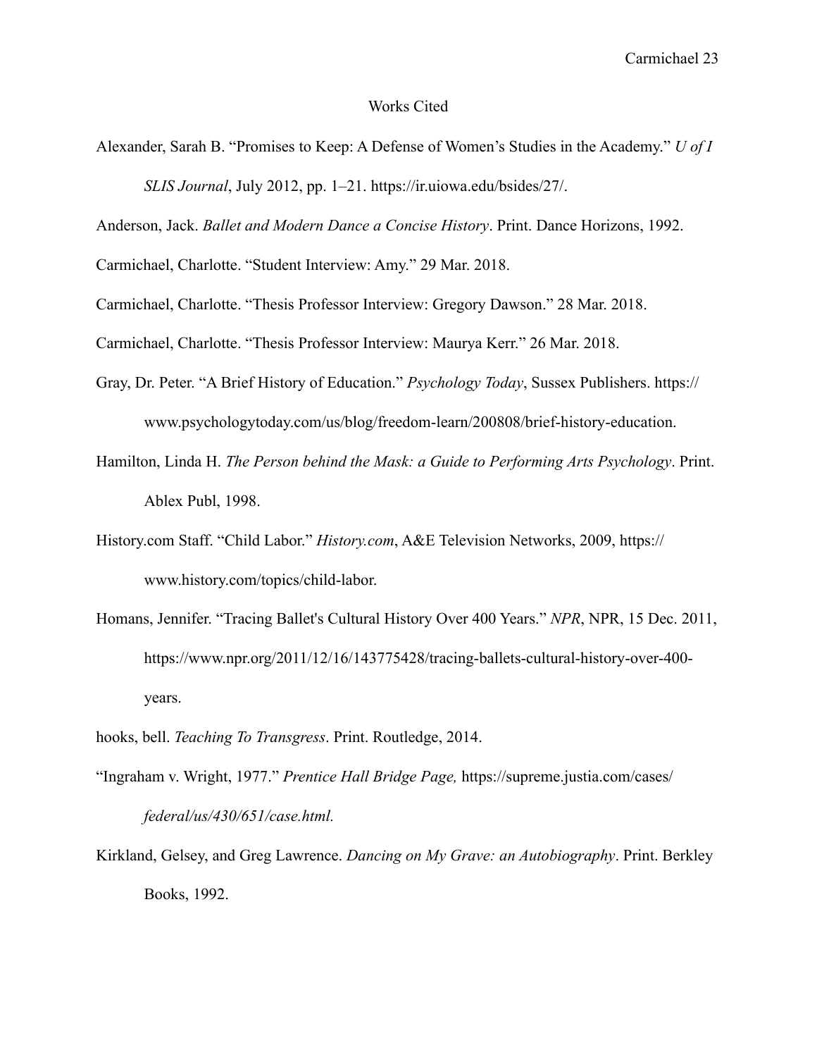# Works Cited

Alexander, Sarah B. “Promises to Keep: A Defense of Women’s Studies in the Academy.” *U of I SLIS Journal*, July 2012, pp. 1–21. https://ir.uiowa.edu/bsides/27/.

Anderson, Jack. *Ballet and Modern Dance a Concise History*. Print. Dance Horizons, 1992.

Carmichael, Charlotte. “Student Interview: Amy.” 29 Mar. 2018.

Carmichael, Charlotte. “Thesis Professor Interview: Gregory Dawson.” 28 Mar. 2018.

Carmichael, Charlotte. “Thesis Professor Interview: Maurya Kerr.” 26 Mar. 2018.

Gray, Dr. Peter. “A Brief History of Education.” *Psychology Today*, Sussex Publishers. https://www.psychologytoday.com/us/blog/freedom-learn/200808/brief-history-education.

Hamilton, Linda H. *The Person behind the Mask: a Guide to Performing Arts Psychology*. Print. Ablex Publ, 1998.

History.com Staff. “Child Labor.” *History.com*, A&E Television Networks, 2009, https://www.history.com/topics/child-labor.

Homans, Jennifer. “Tracing Ballet's Cultural History Over 400 Years.” *NPR*, NPR, 15 Dec. 2011, https://www.npr.org/2011/12/16/143775428/tracing-ballets-cultural-history-over-400-years.

hooks, bell. *Teaching To Transgress*. Print. Routledge, 2014.

“Ingraham v. Wright, 1977.” *Prentice Hall Bridge Page,* https://supreme.justia.com/cases/*federal/us/430/651/case.html.*

Kirkland, Gelsey, and Greg Lawrence. *Dancing on My Grave: an Autobiography*. Print. Berkley Books, 1992.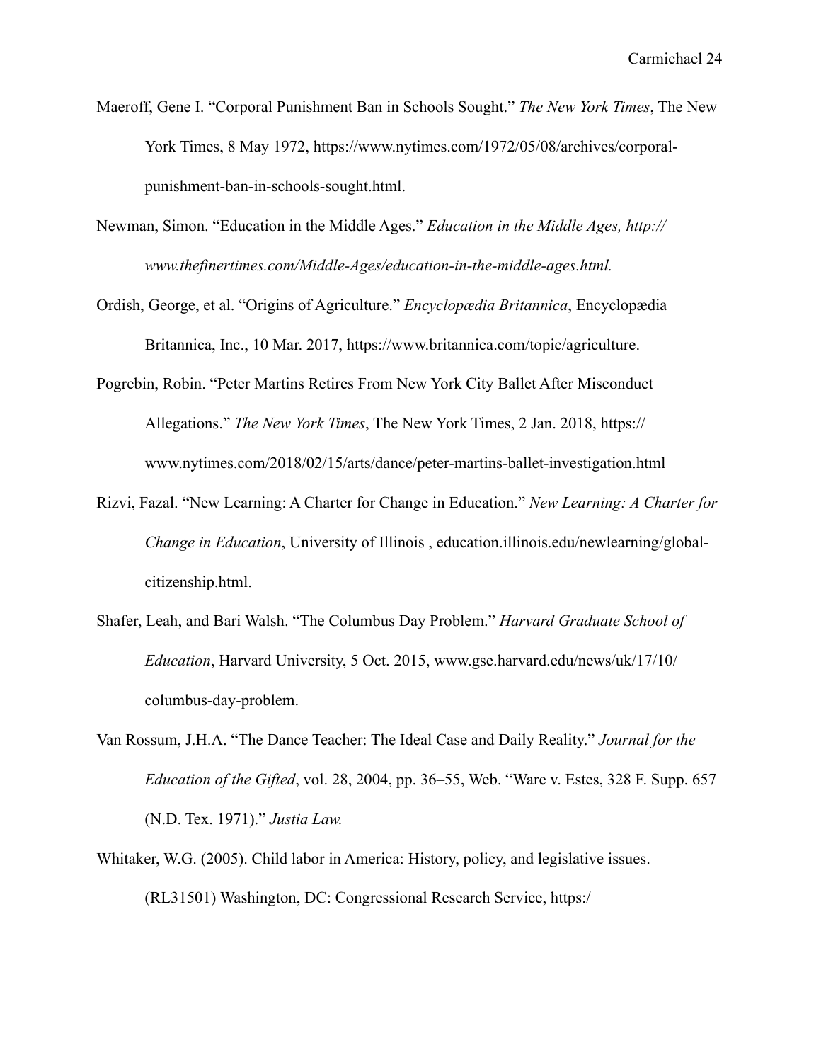Maeroff, Gene I. "Corporal Punishment Ban in Schools Sought." *The New York Times*, The New York Times, 8 May 1972, https://www.nytimes.com/1972/05/08/archives/corporal-punishment-ban-in-schools-sought.html.

Newman, Simon. "Education in the Middle Ages." *Education in the Middle Ages, http://www.thefinertimes.com/Middle-Ages/education-in-the-middle-ages.html.*

Ordish, George, et al. "Origins of Agriculture." *Encyclopædia Britannica*, Encyclopædia Britannica, Inc., 10 Mar. 2017, https://www.britannica.com/topic/agriculture.

Pogrebin, Robin. "Peter Martins Retires From New York City Ballet After Misconduct Allegations." *The New York Times*, The New York Times, 2 Jan. 2018, https://www.nytimes.com/2018/02/15/arts/dance/peter-martins-ballet-investigation.html

Rizvi, Fazal. "New Learning: A Charter for Change in Education." *New Learning: A Charter for Change in Education*, University of Illinois , education.illinois.edu/newlearning/global-citizenship.html.

Shafer, Leah, and Bari Walsh. "The Columbus Day Problem." *Harvard Graduate School of Education*, Harvard University, 5 Oct. 2015, www.gse.harvard.edu/news/uk/17/10/columbus-day-problem.

Van Rossum, J.H.A. "The Dance Teacher: The Ideal Case and Daily Reality." *Journal for the Education of the Gifted*, vol. 28, 2004, pp. 36–55, Web. "Ware v. Estes, 328 F. Supp. 657 (N.D. Tex. 1971)." *Justia Law.*

Whitaker, W.G. (2005). Child labor in America: History, policy, and legislative issues. (RL31501) Washington, DC: Congressional Research Service, https:/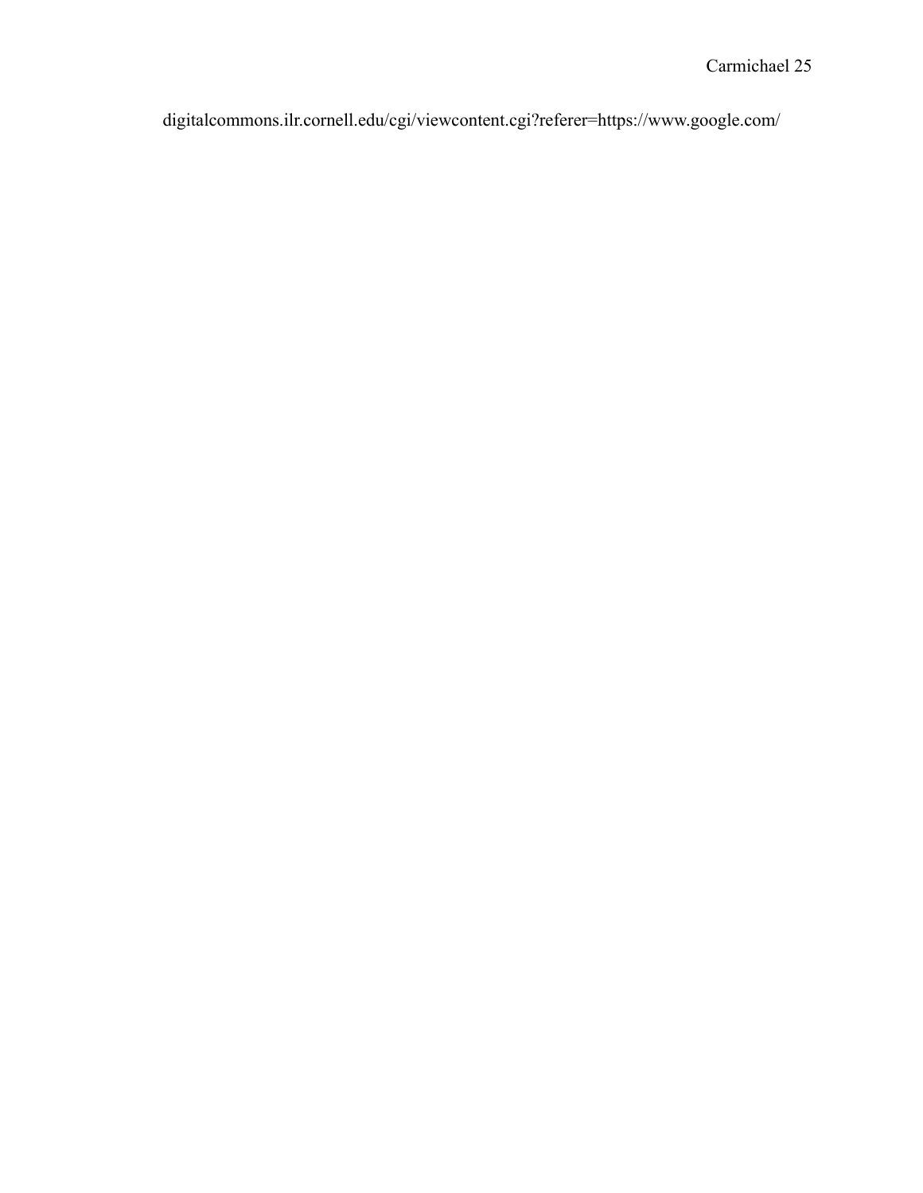digitalcommons.ilr.cornell.edu/cgi/viewcontent.cgi?referer=https://www.google.com/